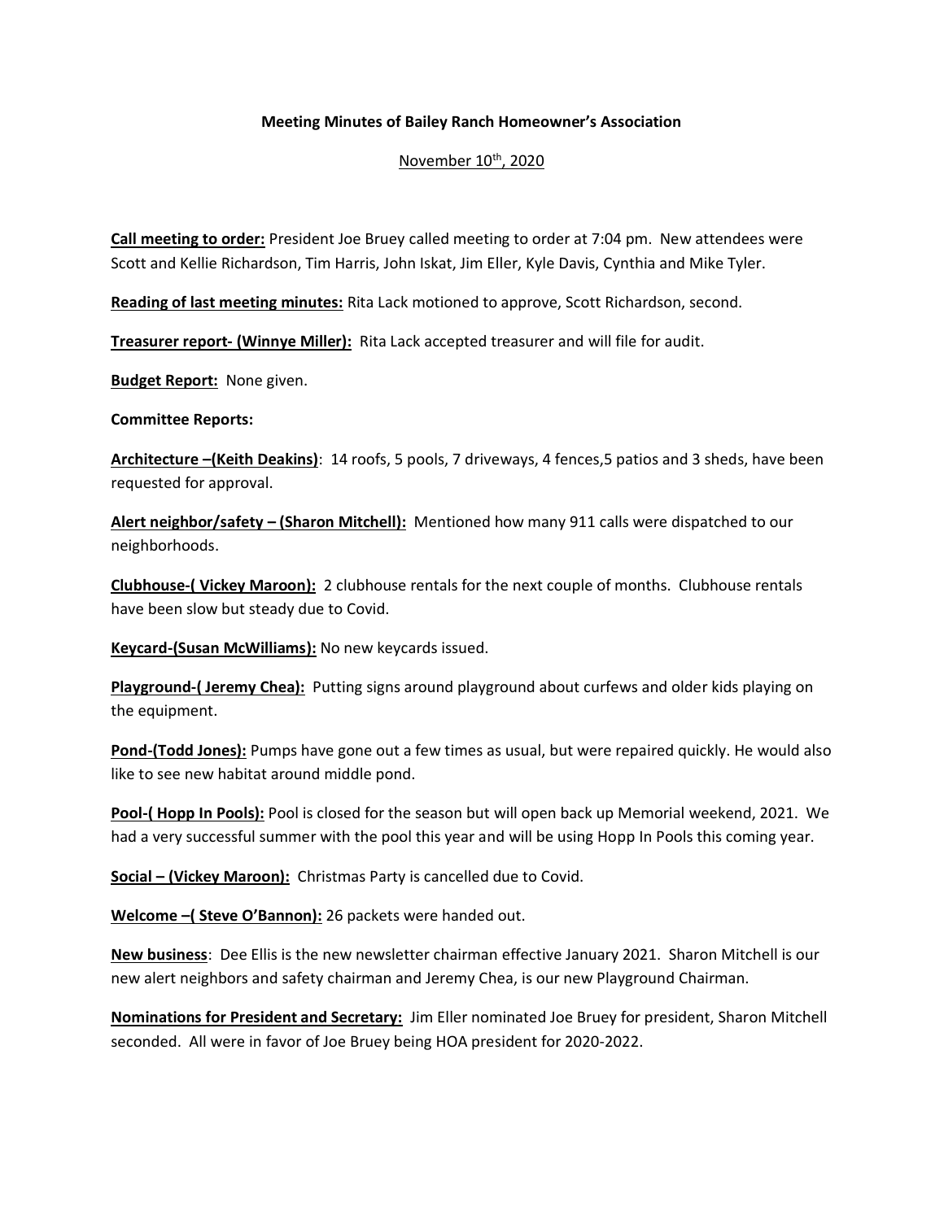**Meeting Minutes of Bailey Ranch Homeowner's Association**

November 10th, 2020

**Call meeting to order:** President Joe Bruey called meeting to order at 7:04 pm. New attendees were Scott and Kellie Richardson, Tim Harris, John Iskat, Jim Eller, Kyle Davis, Cynthia and Mike Tyler.

**Reading of last meeting minutes:** Rita Lack motioned to approve, Scott Richardson, second.

**Treasurer report- (Winnye Miller):** Rita Lack accepted treasurer and will file for audit.

**Budget Report:** None given.

**Committee Reports:**

**Architecture –(Keith Deakins)**: 14 roofs, 5 pools, 7 driveways, 4 fences,5 patios and 3 sheds, have been requested for approval.

**Alert neighbor/safety – (Sharon Mitchell):** Mentioned how many 911 calls were dispatched to our neighborhoods.

**Clubhouse-( Vickey Maroon):** 2 clubhouse rentals for the next couple of months. Clubhouse rentals have been slow but steady due to Covid.

**Keycard-(Susan McWilliams):** No new keycards issued.

**Playground-( Jeremy Chea):** Putting signs around playground about curfews and older kids playing on the equipment.

**Pond-(Todd Jones):** Pumps have gone out a few times as usual, but were repaired quickly. He would also like to see new habitat around middle pond.

**Pool-( Hopp In Pools):** Pool is closed for the season but will open back up Memorial weekend, 2021. We had a very successful summer with the pool this year and will be using Hopp In Pools this coming year.

**Social – (Vickey Maroon):** Christmas Party is cancelled due to Covid.

**Welcome –( Steve O'Bannon):** 26 packets were handed out.

**New business**: Dee Ellis is the new newsletter chairman effective January 2021. Sharon Mitchell is our new alert neighbors and safety chairman and Jeremy Chea, is our new Playground Chairman.

**Nominations for President and Secretary:** Jim Eller nominated Joe Bruey for president, Sharon Mitchell seconded. All were in favor of Joe Bruey being HOA president for 2020-2022.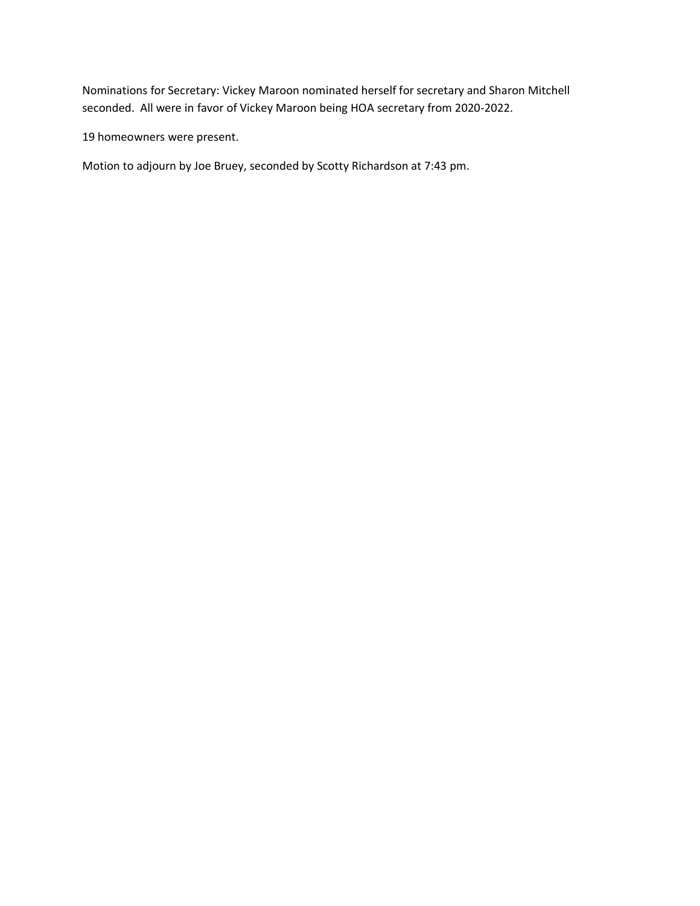Nominations for Secretary: Vickey Maroon nominated herself for secretary and Sharon Mitchell seconded. All were in favor of Vickey Maroon being HOA secretary from 2020-2022.

19 homeowners were present.

Motion to adjourn by Joe Bruey, seconded by Scotty Richardson at 7:43 pm.